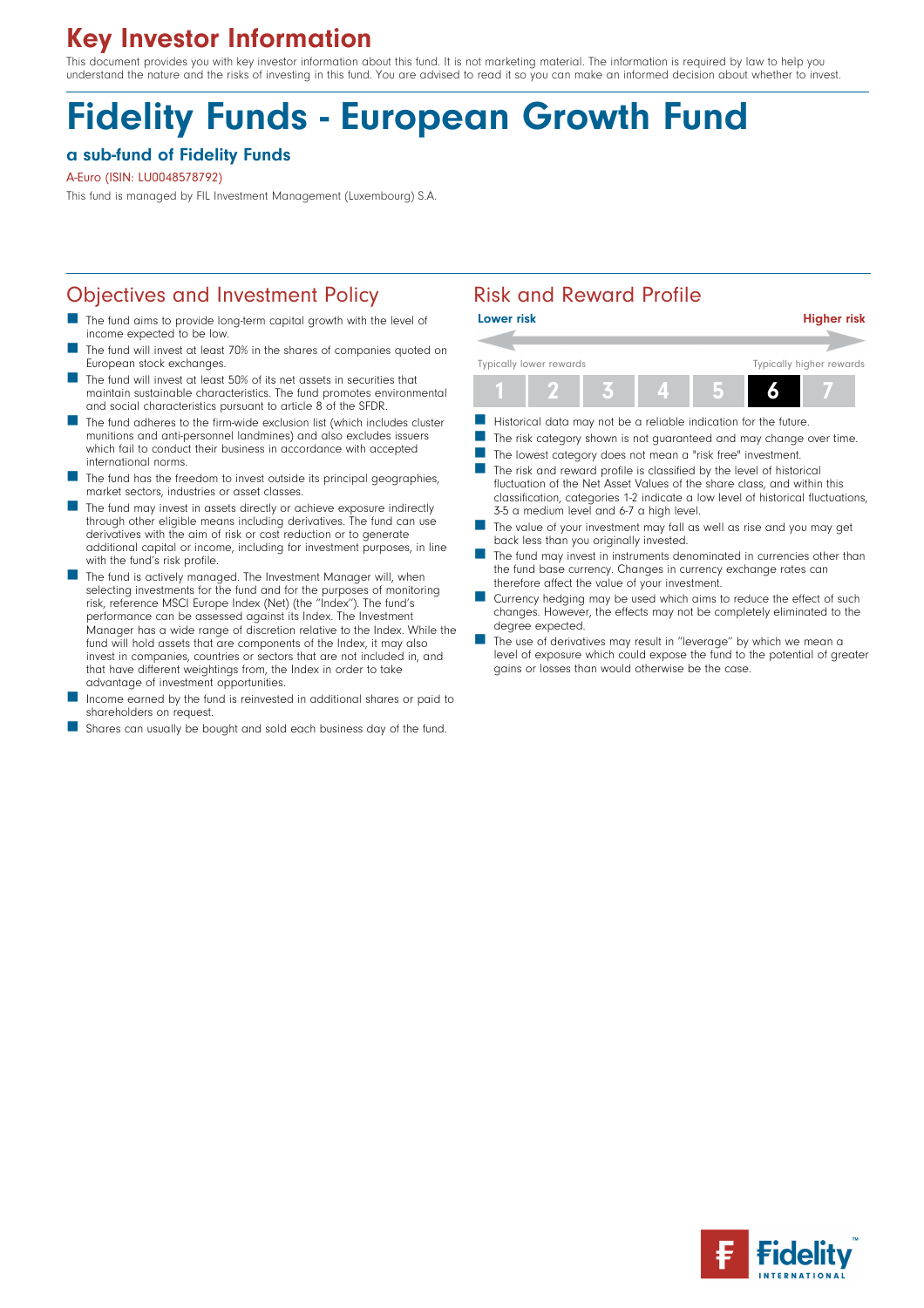# Key Investor Information

This document provides you with key investor information about this fund. It is not marketing material. The information is required by law to help you understand the nature and the risks of investing in this fund. You are advised to read it so you can make an informed decision about whether to invest.

# Fidelity Funds - European Growth Fund

### a sub-fund of Fidelity Funds

A-Euro (ISIN: LU0048578792)

This fund is managed by FIL Investment Management (Luxembourg) S.A.

## Objectives and Investment Policy

- The fund aims to provide long-term capital growth with the level of income expected to be low.
- The fund will invest at least 70% in the shares of companies quoted on European stock exchanges.
- The fund will invest at least 50% of its net assets in securities that maintain sustainable characteristics. The fund promotes environmental and social characteristics pursuant to article 8 of the SFDR.
- The fund adheres to the firm-wide exclusion list (which includes cluster munitions and anti-personnel landmines) and also excludes issuers which fail to conduct their business in accordance with accepted international norms.
- The fund has the freedom to invest outside its principal geographies, market sectors, industries or asset classes.
- The fund may invest in assets directly or achieve exposure indirectly through other eligible means including derivatives. The fund can use derivatives with the aim of risk or cost reduction or to generate additional capital or income, including for investment purposes, in line with the fund's risk profile.
- The fund is actively managed. The Investment Manager will, when selecting investments for the fund and for the purposes of monitoring risk, reference MSCI Europe Index (Net) (the "Index"). The fund's performance can be assessed against its Index. The Investment Manager has a wide range of discretion relative to the Index. While the fund will hold assets that are components of the Index, it may also invest in companies, countries or sectors that are not included in, and that have different weightings from, the Index in order to take advantage of investment opportunities.
- Income earned by the fund is reinvested in additional shares or paid to shareholders on request.
- Shares can usually be bought and sold each business day of the fund.

## Risk and Reward Profile

Lower risk — Higher risk

Typically lower rewards — Typically higher rewards

| 1 | 2 | 3 | 4 | 5 | **6** | 7 |
|---|---|---|---|---|---|---|

- Historical data may not be a reliable indication for the future.
- The risk category shown is not guaranteed and may change over time.
- The lowest category does not mean a "risk free" investment.
- The risk and reward profile is classified by the level of historical fluctuation of the Net Asset Values of the share class, and within this classification, categories 1-2 indicate a low level of historical fluctuations, 3-5 a medium level and 6-7 a high level.
- The value of your investment may fall as well as rise and you may get back less than you originally invested.
- The fund may invest in instruments denominated in currencies other than the fund base currency. Changes in currency exchange rates can therefore affect the value of your investment.
- Currency hedging may be used which aims to reduce the effect of such changes. However, the effects may not be completely eliminated to the degree expected.
- The use of derivatives may result in "leverage" by which we mean a level of exposure which could expose the fund to the potential of greater gains or losses than would otherwise be the case.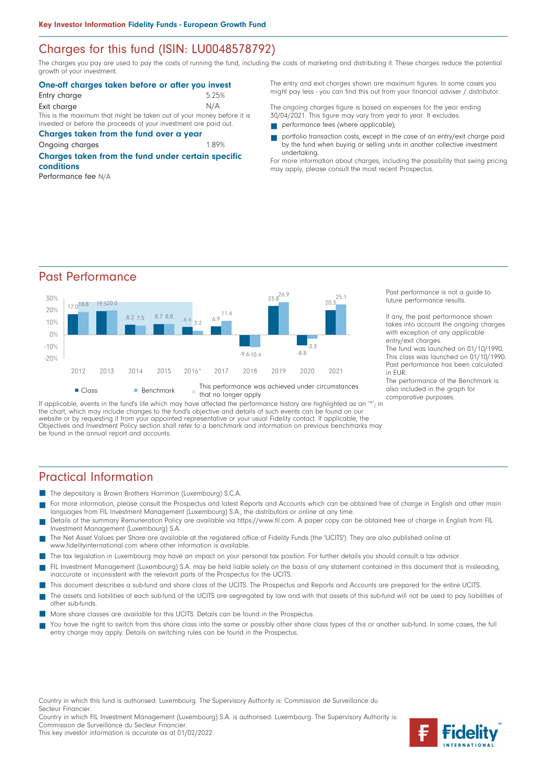## Charges for this fund (ISIN: LU0048578792)

The charges you pay are used to pay the costs of running the fund, including the costs of marketing and distributing it. These charges reduce the potential growth of your investment.

### One-off charges taken before or after you invest

| | |
|---|---|
| Entry charge | 5.25% |
| Exit charge | N/A |

This is the maximum that might be taken out of your money before it is invested or before the proceeds of your investment are paid out.

### Charges taken from the fund over a year

| | |
|---|---|
| Ongoing charges | 1.89% |

### Charges taken from the fund under certain specific conditions

Performance fee N/A

The entry and exit charges shown are maximum figures. In some cases you might pay less - you can find this out from your financial adviser / distributor.

The ongoing charges figure is based on expenses for the year ending 30/04/2021. This figure may vary from year to year. It excludes:

- performance fees (where applicable);
- portfolio transaction costs, except in the case of an entry/exit charge paid by the fund when buying or selling units in another collective investment undertaking.

For more information about charges, including the possibility that swing pricing may apply, please consult the most recent Prospectus.

## Past Performance

30%
20%
10%
0%
-10%
-20%

17.0 18.8 19.5 20.0 8.2 7.5 8.7 8.8 6.4 3.2 6.9 11.4 -9.6 -10.4 23.8 26.9 -8.8 -3.3 20.3 25.1

2012 2013 2014 2015 2016* 2017 2018 2019 2020 2021

Class
Benchmark
This performance was achieved under circumstances that no longer apply

If applicable, events in the fund's life which may have affected the performance history are highlighted as an '*'; in the chart, which may include changes to the fund's objective and details of such events can be found on our website or by requesting it from your appointed representative or your usual Fidelity contact. If applicable, the Objectives and Investment Policy section shall refer to a benchmark and information on previous benchmarks may be found in the annual report and accounts.

Past performance is not a guide to future performance results.

If any, the past performance shown takes into account the ongoing charges with exception of any applicable entry/exit charges.
The fund was launched on 01/10/1990. This class was launched on 01/10/1990.
Past performance has been calculated in EUR.
The performance of the Benchmark is also included in the graph for comparative purposes.

## Practical Information

- The depositary is Brown Brothers Harriman (Luxembourg) S.C.A.
- For more information, please consult the Prospectus and latest Reports and Accounts which can be obtained free of charge in English and other main languages from FIL Investment Management (Luxembourg) S.A., the distributors or online at any time.
- Details of the summary Remuneration Policy are available via https://www.fil.com. A paper copy can be obtained free of charge in English from FIL Investment Management (Luxembourg) S.A.
- The Net Asset Values per Share are available at the registered office of Fidelity Funds (the 'UCITS'). They are also published online at www.fidelityinternational.com where other information is available.
- The tax legislation in Luxembourg may have an impact on your personal tax position. For further details you should consult a tax advisor.
- FIL Investment Management (Luxembourg) S.A. may be held liable solely on the basis of any statement contained in this document that is misleading, inaccurate or inconsistent with the relevant parts of the Prospectus for the UCITS.
- This document describes a sub-fund and share class of the UCITS. The Prospectus and Reports and Accounts are prepared for the entire UCITS.
- The assets and liabilities of each sub-fund of the UCITS are segregated by law and with that assets of this sub-fund will not be used to pay liabilities of other sub-funds.
- More share classes are available for this UCITS. Details can be found in the Prospectus.
- You have the right to switch from this share class into the same or possibly other share class types of this or another sub-fund. In some cases, the full entry charge may apply. Details on switching rules can be found in the Prospectus.

Country in which this fund is authorised: Luxembourg. The Supervisory Authority is: Commission de Surveillance du Secteur Financier.
Country in which FIL Investment Management (Luxembourg) S.A. is authorised: Luxembourg. The Supervisory Authority is: Commission de Surveillance du Secteur Financier.
This key investor information is accurate as at 01/02/2022.